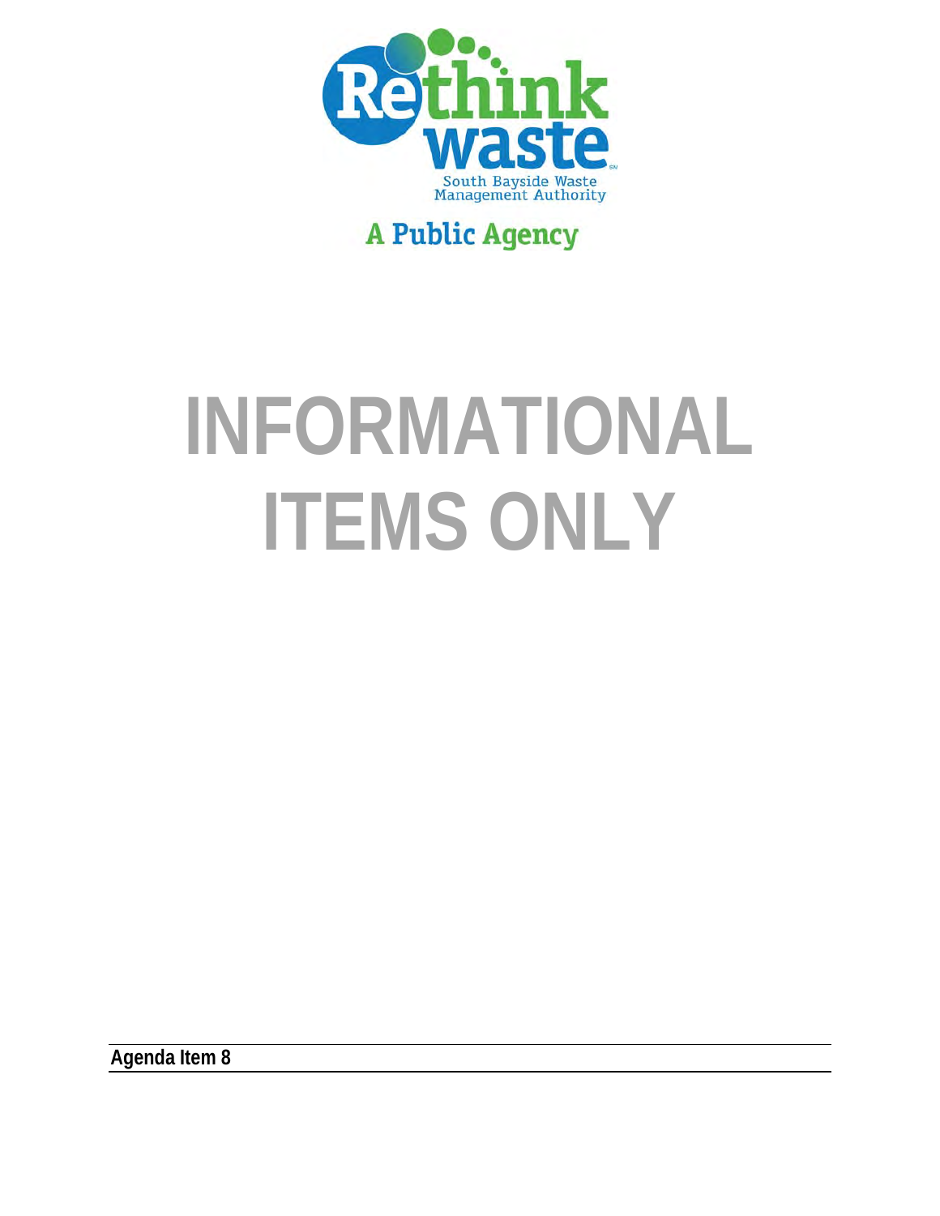Rethink waste

South Bayside Waste Management Authority

A Public Agency

# INFORMATIONAL ITEMS ONLY

**Agenda Item 8**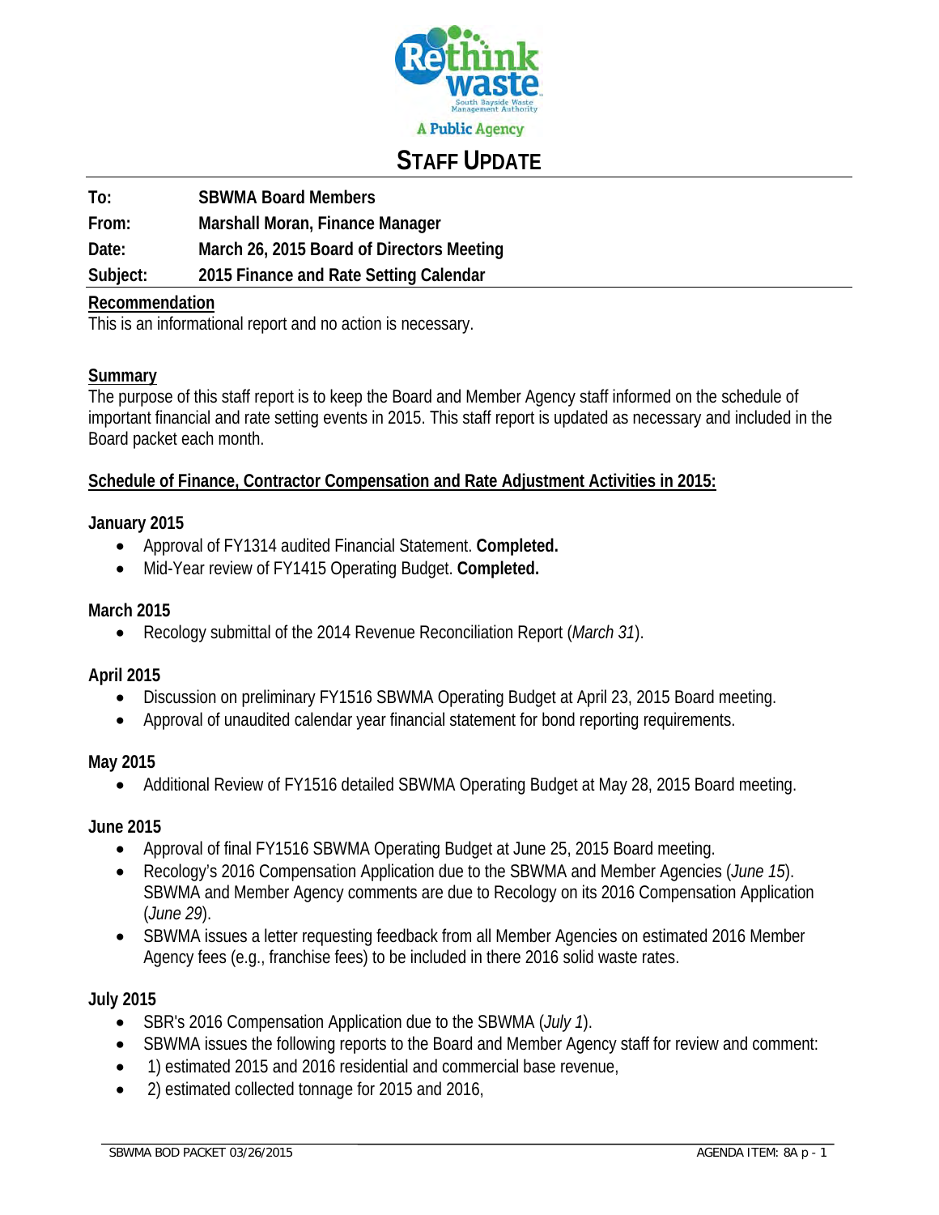A Public Agency

# STAFF UPDATE

**To:** SBWMA Board Members

**From:** Marshall Moran, Finance Manager

**Date:** March 26, 2015 Board of Directors Meeting

**Subject:** 2015 Finance and Rate Setting Calendar

**Recommendation**

This is an informational report and no action is necessary.

**Summary**

The purpose of this staff report is to keep the Board and Member Agency staff informed on the schedule of important financial and rate setting events in 2015. This staff report is updated as necessary and included in the Board packet each month.

**Schedule of Finance, Contractor Compensation and Rate Adjustment Activities in 2015:**

**January 2015**

- Approval of FY1314 audited Financial Statement. **Completed.**
- Mid-Year review of FY1415 Operating Budget. **Completed.**

**March 2015**

- Recology submittal of the 2014 Revenue Reconciliation Report (*March 31*).

**April 2015**

- Discussion on preliminary FY1516 SBWMA Operating Budget at April 23, 2015 Board meeting.
- Approval of unaudited calendar year financial statement for bond reporting requirements.

**May 2015**

- Additional Review of FY1516 detailed SBWMA Operating Budget at May 28, 2015 Board meeting.

**June 2015**

- Approval of final FY1516 SBWMA Operating Budget at June 25, 2015 Board meeting.
- Recology's 2016 Compensation Application due to the SBWMA and Member Agencies (*June 15*). SBWMA and Member Agency comments are due to Recology on its 2016 Compensation Application (*June 29*).
- SBWMA issues a letter requesting feedback from all Member Agencies on estimated 2016 Member Agency fees (e.g., franchise fees) to be included in there 2016 solid waste rates.

**July 2015**

- SBR's 2016 Compensation Application due to the SBWMA (*July 1*).
- SBWMA issues the following reports to the Board and Member Agency staff for review and comment:
- 1) estimated 2015 and 2016 residential and commercial base revenue,
- 2) estimated collected tonnage for 2015 and 2016,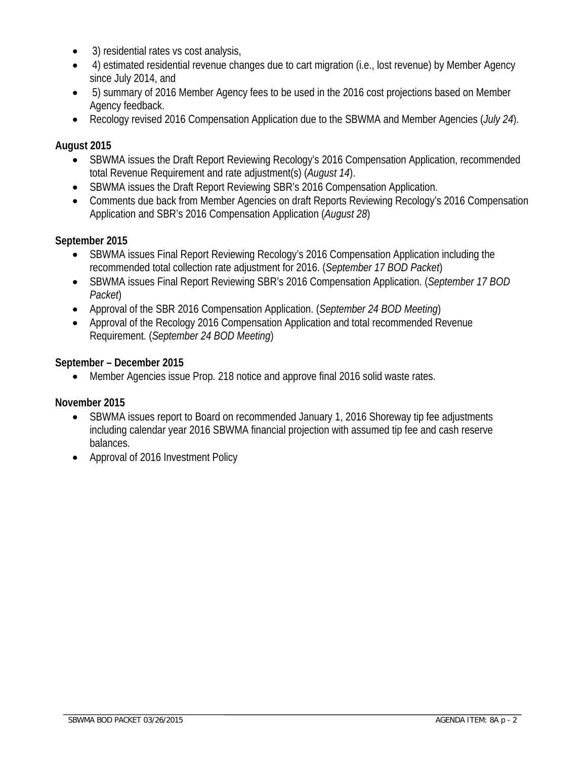- 3) residential rates vs cost analysis,
- 4) estimated residential revenue changes due to cart migration (i.e., lost revenue) by Member Agency since July 2014, and
- 5) summary of 2016 Member Agency fees to be used in the 2016 cost projections based on Member Agency feedback.
- Recology revised 2016 Compensation Application due to the SBWMA and Member Agencies (*July 24*).

**August 2015**

- SBWMA issues the Draft Report Reviewing Recology's 2016 Compensation Application, recommended total Revenue Requirement and rate adjustment(s) (*August 14*).
- SBWMA issues the Draft Report Reviewing SBR's 2016 Compensation Application.
- Comments due back from Member Agencies on draft Reports Reviewing Recology's 2016 Compensation Application and SBR's 2016 Compensation Application (*August 28*)

**September 2015**

- SBWMA issues Final Report Reviewing Recology's 2016 Compensation Application including the recommended total collection rate adjustment for 2016. (*September 17 BOD Packet*)
- SBWMA issues Final Report Reviewing SBR's 2016 Compensation Application. (*September 17 BOD Packet*)
- Approval of the SBR 2016 Compensation Application. (*September 24 BOD Meeting*)
- Approval of the Recology 2016 Compensation Application and total recommended Revenue Requirement. (*September 24 BOD Meeting*)

**September – December 2015**

- Member Agencies issue Prop. 218 notice and approve final 2016 solid waste rates.

**November 2015**

- SBWMA issues report to Board on recommended January 1, 2016 Shoreway tip fee adjustments including calendar year 2016 SBWMA financial projection with assumed tip fee and cash reserve balances.
- Approval of 2016 Investment Policy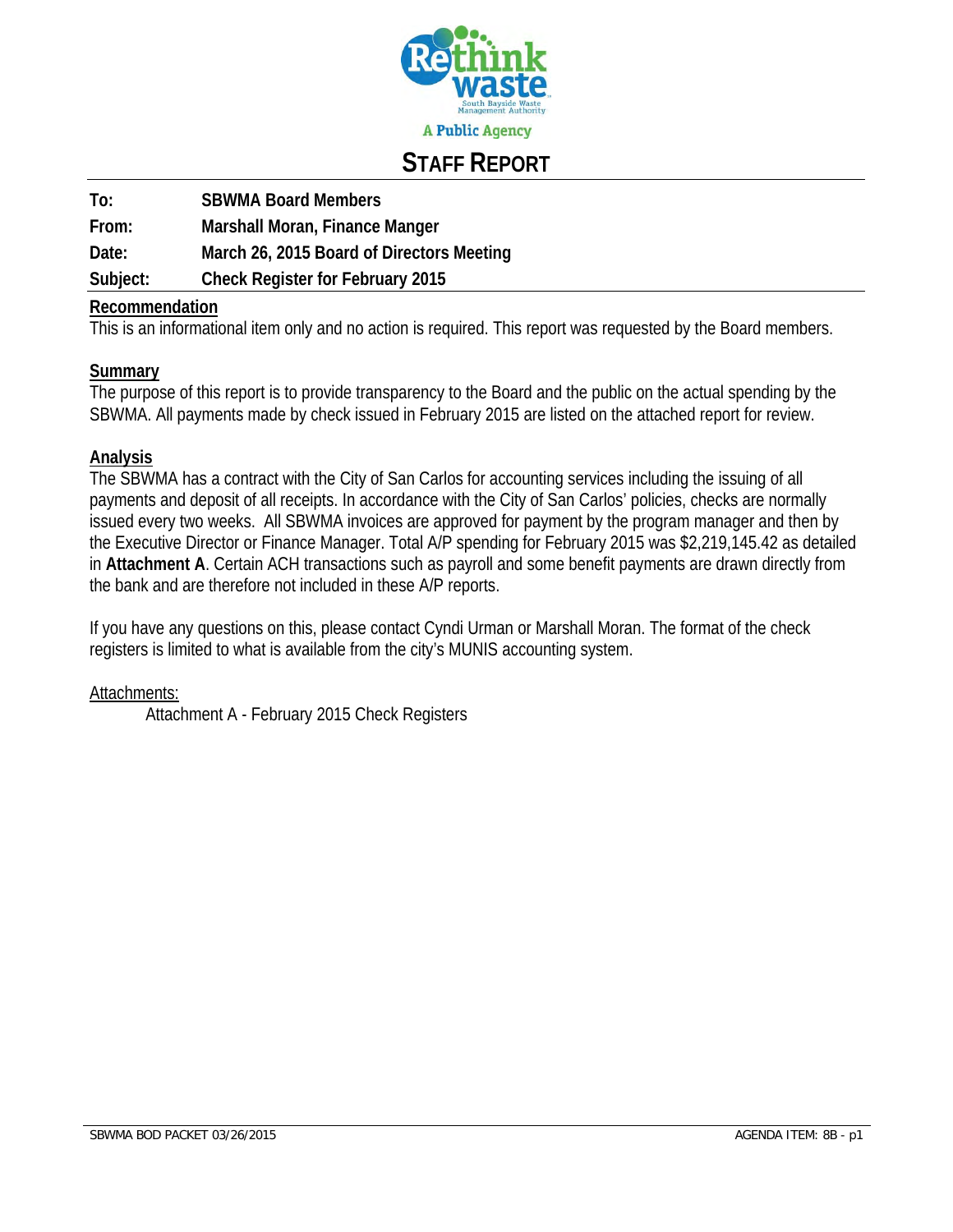A Public Agency

# STAFF REPORT

**To:** SBWMA Board Members

**From:** Marshall Moran, Finance Manger

**Date:** March 26, 2015 Board of Directors Meeting

**Subject:** Check Register for February 2015

## Recommendation

This is an informational item only and no action is required. This report was requested by the Board members.

## Summary

The purpose of this report is to provide transparency to the Board and the public on the actual spending by the SBWMA. All payments made by check issued in February 2015 are listed on the attached report for review.

## Analysis

The SBWMA has a contract with the City of San Carlos for accounting services including the issuing of all payments and deposit of all receipts. In accordance with the City of San Carlos' policies, checks are normally issued every two weeks. All SBWMA invoices are approved for payment by the program manager and then by the Executive Director or Finance Manager. Total A/P spending for February 2015 was $2,219,145.42 as detailed in **Attachment A**. Certain ACH transactions such as payroll and some benefit payments are drawn directly from the bank and are therefore not included in these A/P reports.

If you have any questions on this, please contact Cyndi Urman or Marshall Moran. The format of the check registers is limited to what is available from the city's MUNIS accounting system.

Attachments:

Attachment A - February 2015 Check Registers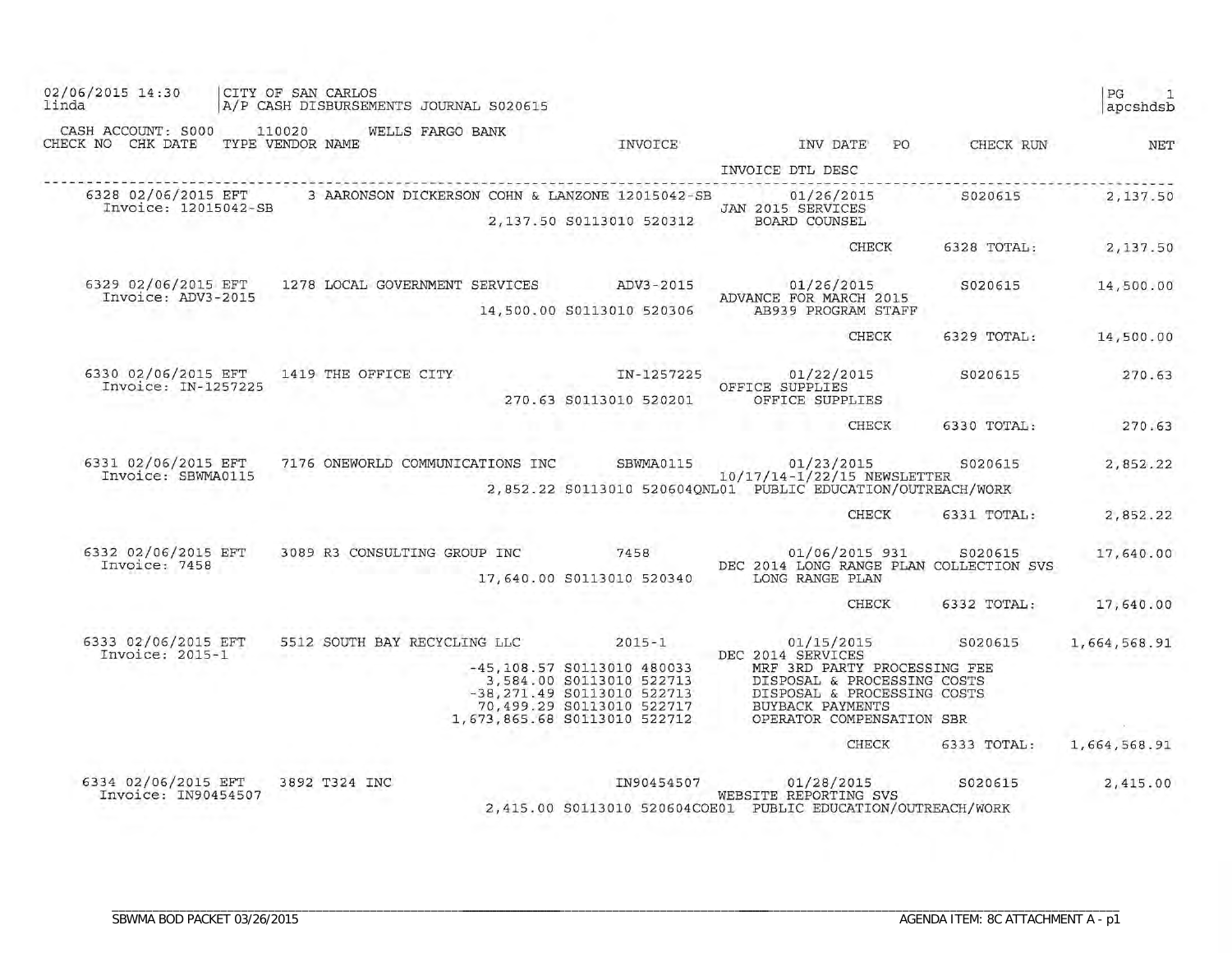02/06/2015 14:30 | CITY OF SAN CARLOS | PG 1
linda | A/P CASH DISBURSEMENTS JOURNAL S020615 | apcshdsb

CASH ACCOUNT: S000 110020 WELLS FARGO BANK

| CHECK NO | CHK DATE | TYPE | VENDOR NAME | INVOICE | INV DATE / INVOICE DTL DESC | PO | CHECK RUN | NET |
|---|---|---|---|---|---|---|---|---|
| 6328 | 02/06/2015 | EFT | 3 AARONSON DICKERSON COHN & LANZONE | 12015042-SB | 01/26/2015 JAN 2015 SERVICES | | S020615 | 2,137.50 |
| Invoice: 12015042-SB | | | | 2,137.50 S0113010 520312 | BOARD COUNSEL | | | |
| | | | | | CHECK | | 6328 TOTAL: | 2,137.50 |
| 6329 | 02/06/2015 | EFT | 1278 LOCAL GOVERNMENT SERVICES | ADV3-2015 | 01/26/2015 ADVANCE FOR MARCH 2015 | | S020615 | 14,500.00 |
| Invoice: ADV3-2015 | | | | 14,500.00 S0113010 520306 | AB939 PROGRAM STAFF | | | |
| | | | | | CHECK | | 6329 TOTAL: | 14,500.00 |
| 6330 | 02/06/2015 | EFT | 1419 THE OFFICE CITY | IN-1257225 | 01/22/2015 OFFICE SUPPLIES | | S020615 | 270.63 |
| Invoice: IN-1257225 | | | | 270.63 S0113010 520201 | OFFICE SUPPLIES | | | |
| | | | | | CHECK | | 6330 TOTAL: | 270.63 |
| 6331 | 02/06/2015 | EFT | 7176 ONEWORLD COMMUNICATIONS INC | SBWMA0115 | 01/23/2015 10/17/14-1/22/15 NEWSLETTER | | S020615 | 2,852.22 |
| Invoice: SBWMA0115 | | | | 2,852.22 S0113010 520604QNL01 | PUBLIC EDUCATION/OUTREACH/WORK | | | |
| | | | | | CHECK | | 6331 TOTAL: | 2,852.22 |
| 6332 | 02/06/2015 | EFT | 3089 R3 CONSULTING GROUP INC | 7458 | 01/06/2015 DEC 2014 LONG RANGE PLAN COLLECTION SVS | 931 | S020615 | 17,640.00 |
| Invoice: 7458 | | | | 17,640.00 S0113010 520340 | LONG RANGE PLAN | | | |
| | | | | | CHECK | | 6332 TOTAL: | 17,640.00 |
| 6333 | 02/06/2015 | EFT | 5512 SOUTH BAY RECYCLING LLC | 2015-1 | 01/15/2015 DEC 2014 SERVICES | | S020615 | 1,664,568.91 |
| Invoice: 2015-1 | | | | -45,108.57 S0113010 480033 | MRF 3RD PARTY PROCESSING FEE | | | |
| | | | | 3,584.00 S0113010 522713 | DISPOSAL & PROCESSING COSTS | | | |
| | | | | -38,271.49 S0113010 522713 | DISPOSAL & PROCESSING COSTS | | | |
| | | | | 70,499.29 S0113010 522717 | BUYBACK PAYMENTS | | | |
| | | | | 1,673,865.68 S0113010 522712 | OPERATOR COMPENSATION SBR | | | |
| | | | | | CHECK | | 6333 TOTAL: | 1,664,568.91 |
| 6334 | 02/06/2015 | EFT | 3892 T324 INC | IN90454507 | 01/28/2015 WEBSITE REPORTING SVS | | S020615 | 2,415.00 |
| Invoice: IN90454507 | | | | 2,415.00 S0113010 520604COE01 | PUBLIC EDUCATION/OUTREACH/WORK | | | |

SBWMA BOD PACKET 03/26/2015 — AGENDA ITEM: 8C ATTACHMENT A - p1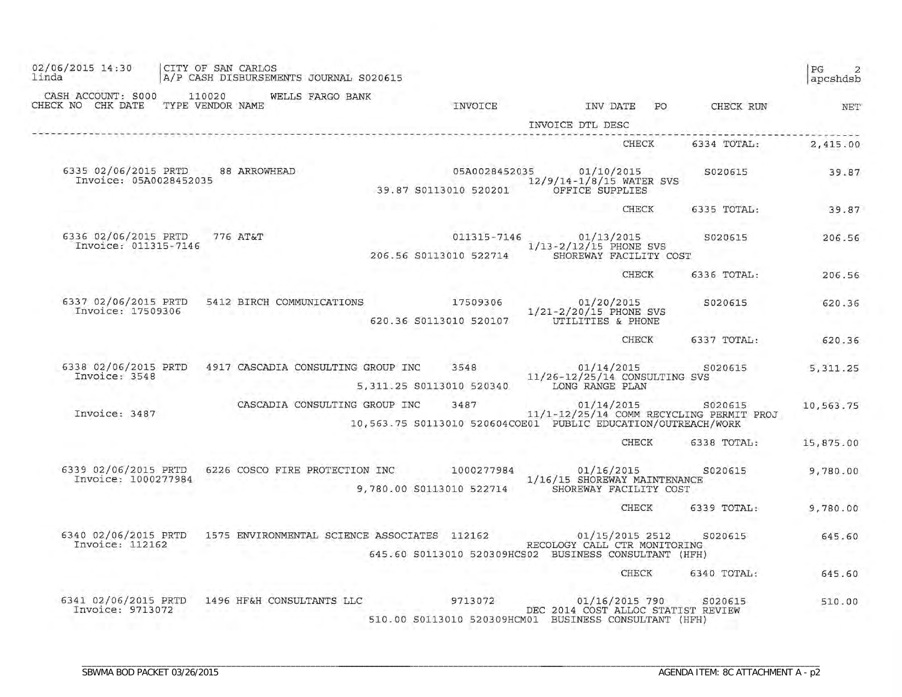02/06/2015 14:30 | CITY OF SAN CARLOS | PG 2
linda | A/P CASH DISBURSEMENTS JOURNAL S020615 | apcshdsb

CASH ACCOUNT: S000 110020 WELLS FARGO BANK

| CHECK NO | CHK DATE | TYPE | VENDOR NAME | INVOICE | INV DATE | PO | CHECK RUN | NET |
|---|---|---|---|---|---|---|---|---|
| | | | | | INVOICE DTL DESC | | | |
| | | | | | CHECK | | 6334 TOTAL: | 2,415.00 |
| 6335 | 02/06/2015 | PRTD | 88 ARROWHEAD | 05A0028452035 | 01/10/2015 | | S020615 | 39.87 |
| Invoice: 05A0028452035 | | | | | 12/9/14-1/8/15 WATER SVS | | | |
| | | | | 39.87 S0113010 520201 | OFFICE SUPPLIES | | | |
| | | | | | CHECK | | 6335 TOTAL: | 39.87 |
| 6336 | 02/06/2015 | PRTD | 776 AT&T | 011315-7146 | 01/13/2015 | | S020615 | 206.56 |
| Invoice: 011315-7146 | | | | | 1/13-2/12/15 PHONE SVS | | | |
| | | | | 206.56 S0113010 522714 | SHOREWAY FACILITY COST | | | |
| | | | | | CHECK | | 6336 TOTAL: | 206.56 |
| 6337 | 02/06/2015 | PRTD | 5412 BIRCH COMMUNICATIONS | 17509306 | 01/20/2015 | | S020615 | 620.36 |
| Invoice: 17509306 | | | | | 1/21-2/20/15 PHONE SVS | | | |
| | | | | 620.36 S0113010 520107 | UTILITIES & PHONE | | | |
| | | | | | CHECK | | 6337 TOTAL: | 620.36 |
| 6338 | 02/06/2015 | PRTD | 4917 CASCADIA CONSULTING GROUP INC | 3548 | 01/14/2015 | | S020615 | 5,311.25 |
| Invoice: 3548 | | | | | 11/26-12/25/14 CONSULTING SVS | | | |
| | | | | 5,311.25 S0113010 520340 | LONG RANGE PLAN | | | |
| | | | CASCADIA CONSULTING GROUP INC | 3487 | 01/14/2015 | | S020615 | 10,563.75 |
| Invoice: 3487 | | | | | 11/1-12/25/14 COMM RECYCLING PERMIT PROJ | | | |
| | | | | 10,563.75 S0113010 520604COE01 | PUBLIC EDUCATION/OUTREACH/WORK | | | |
| | | | | | CHECK | | 6338 TOTAL: | 15,875.00 |
| 6339 | 02/06/2015 | PRTD | 6226 COSCO FIRE PROTECTION INC | 1000277984 | 01/16/2015 | | S020615 | 9,780.00 |
| Invoice: 1000277984 | | | | | 1/16/15 SHOREWAY MAINTENANCE | | | |
| | | | | 9,780.00 S0113010 522714 | SHOREWAY FACILITY COST | | | |
| | | | | | CHECK | | 6339 TOTAL: | 9,780.00 |
| 6340 | 02/06/2015 | PRTD | 1575 ENVIRONMENTAL SCIENCE ASSOCIATES | 112162 | 01/15/2015 | 2512 | S020615 | 645.60 |
| Invoice: 112162 | | | | | RECOLOGY CALL CTR MONITORING | | | |
| | | | | 645.60 S0113010 520309HCS02 | BUSINESS CONSULTANT (HFH) | | | |
| | | | | | CHECK | | 6340 TOTAL: | 645.60 |
| 6341 | 02/06/2015 | PRTD | 1496 HF&H CONSULTANTS LLC | 9713072 | 01/16/2015 | 790 | S020615 | 510.00 |
| Invoice: 9713072 | | | | | DEC 2014 COST ALLOC STATIST REVIEW | | | |
| | | | | 510.00 S0113010 520309HCM01 | BUSINESS CONSULTANT (HFH) | | | |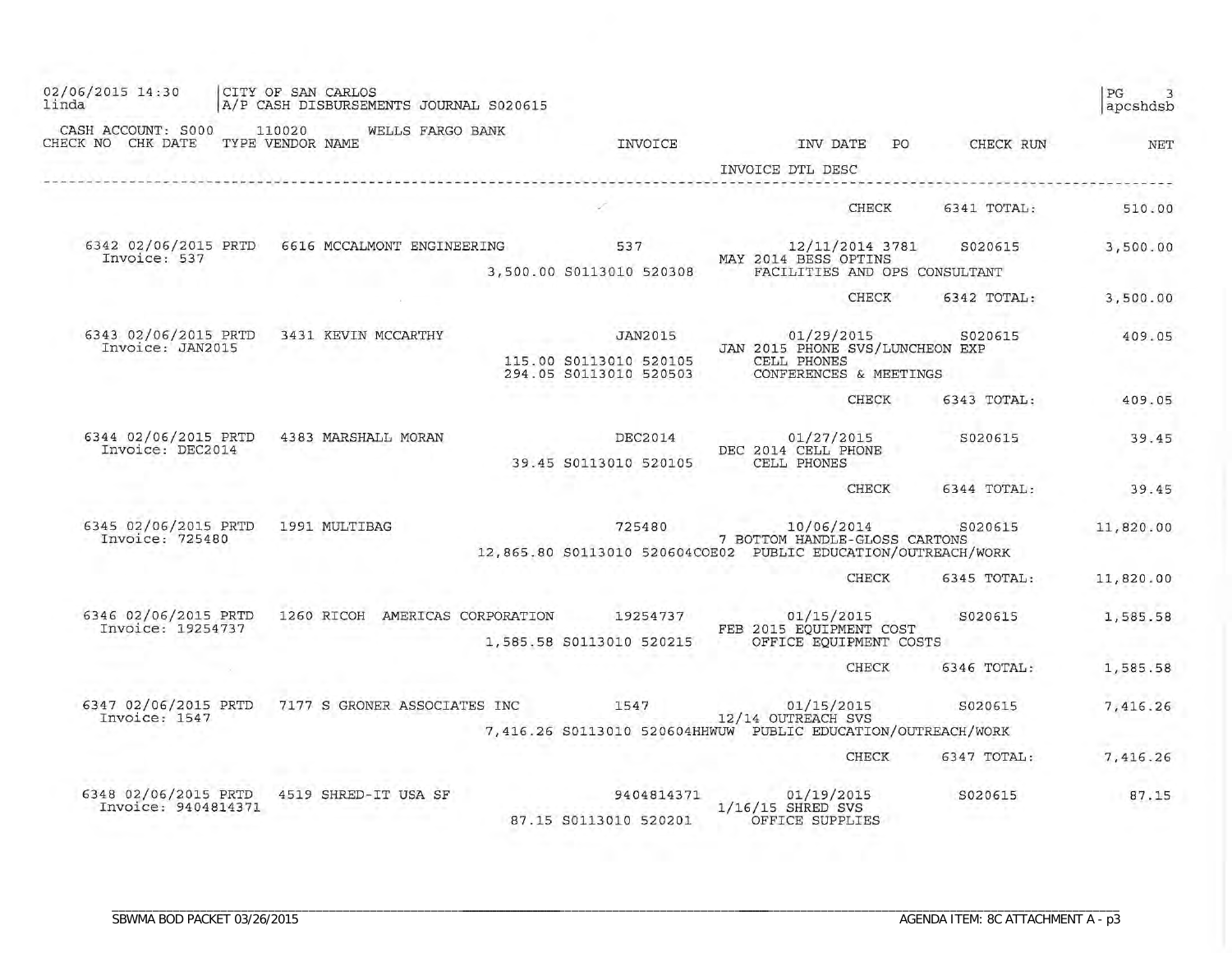02/06/2015 14:30 | CITY OF SAN CARLOS
linda | A/P CASH DISBURSEMENTS JOURNAL S020615

PG 3
apcshdsb

CASH ACCOUNT: S000 110020 WELLS FARGO BANK

| CHECK NO | CHK DATE | TYPE | VENDOR NAME | INVOICE | INV DATE / INVOICE DTL DESC | PO | CHECK RUN | NET |
|---|---|---|---|---|---|---|---|---|
| | | | | | CHECK | | 6341 TOTAL: | 510.00 |
| 6342 | 02/06/2015 | PRTD | 6616 MCCALMONT ENGINEERING | 537 | 12/11/2014 | 3781 | S020615 | 3,500.00 |
| Invoice: 537 | | | | | MAY 2014 BESS OPTINS | | | |
| | | | | 3,500.00 S0113010 520308 | FACILITIES AND OPS CONSULTANT | | | |
| | | | | | CHECK | | 6342 TOTAL: | 3,500.00 |
| 6343 | 02/06/2015 | PRTD | 3431 KEVIN MCCARTHY | JAN2015 | 01/29/2015 | | S020615 | 409.05 |
| Invoice: JAN2015 | | | | | JAN 2015 PHONE SVS/LUNCHEON EXP | | | |
| | | | | 115.00 S0113010 520105 | CELL PHONES | | | |
| | | | | 294.05 S0113010 520503 | CONFERENCES & MEETINGS | | | |
| | | | | | CHECK | | 6343 TOTAL: | 409.05 |
| 6344 | 02/06/2015 | PRTD | 4383 MARSHALL MORAN | DEC2014 | 01/27/2015 | | S020615 | 39.45 |
| Invoice: DEC2014 | | | | | DEC 2014 CELL PHONE | | | |
| | | | | 39.45 S0113010 520105 | CELL PHONES | | | |
| | | | | | CHECK | | 6344 TOTAL: | 39.45 |
| 6345 | 02/06/2015 | PRTD | 1991 MULTIBAG | 725480 | 10/06/2014 | | S020615 | 11,820.00 |
| Invoice: 725480 | | | | | 7 BOTTOM HANDLE-GLOSS CARTONS | | | |
| | | | | 12,865.80 S0113010 520604COE02 | PUBLIC EDUCATION/OUTREACH/WORK | | | |
| | | | | | CHECK | | 6345 TOTAL: | 11,820.00 |
| 6346 | 02/06/2015 | PRTD | 1260 RICOH AMERICAS CORPORATION | 19254737 | 01/15/2015 | | S020615 | 1,585.58 |
| Invoice: 19254737 | | | | | FEB 2015 EQUIPMENT COST | | | |
| | | | | 1,585.58 S0113010 520215 | OFFICE EQUIPMENT COSTS | | | |
| | | | | | CHECK | | 6346 TOTAL: | 1,585.58 |
| 6347 | 02/06/2015 | PRTD | 7177 S GRONER ASSOCIATES INC | 1547 | 01/15/2015 | | S020615 | 7,416.26 |
| Invoice: 1547 | | | | | 12/14 OUTREACH SVS | | | |
| | | | | 7,416.26 S0113010 520604HHWUW | PUBLIC EDUCATION/OUTREACH/WORK | | | |
| | | | | | CHECK | | 6347 TOTAL: | 7,416.26 |
| 6348 | 02/06/2015 | PRTD | 4519 SHRED-IT USA SF | 9404814371 | 01/19/2015 | | S020615 | 87.15 |
| Invoice: 9404814371 | | | | | 1/16/15 SHRED SVS | | | |
| | | | | 87.15 S0113010 520201 | OFFICE SUPPLIES | | | |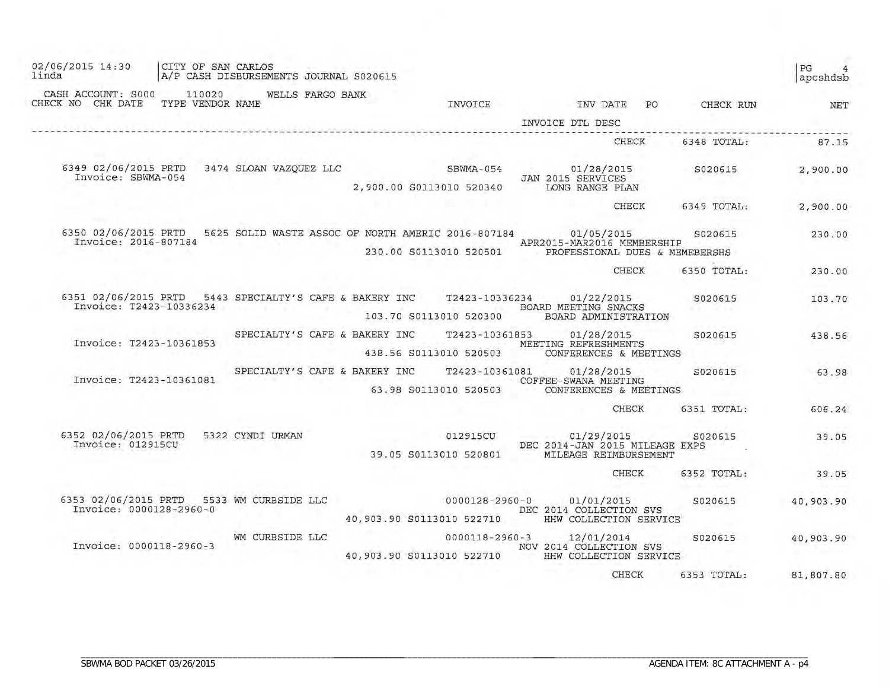02/06/2015 14:30 | CITY OF SAN CARLOS
linda | A/P CASH DISBURSEMENTS JOURNAL S020615

PG 4
apcshdsb

CASH ACCOUNT: S000 110020 WELLS FARGO BANK

| CHECK NO | CHK DATE | TYPE | VENDOR NAME | INVOICE | INV DATE / INVOICE DTL DESC | PO | CHECK RUN | NET |
|---|---|---|---|---|---|---|---|---|
| | | | | | CHECK | | 6348 TOTAL: | 87.15 |
| 6349 | 02/06/2015 | PRTD | 3474 SLOAN VAZQUEZ LLC | SBWMA-054 | 01/28/2015 | | S020615 | 2,900.00 |
| Invoice: SBWMA-054 | | | | 2,900.00 S0113010 520340 | JAN 2015 SERVICES / LONG RANGE PLAN | | | |
| | | | | | CHECK | | 6349 TOTAL: | 2,900.00 |
| 6350 | 02/06/2015 | PRTD | 5625 SOLID WASTE ASSOC OF NORTH AMERIC | 2016-807184 | 01/05/2015 | | S020615 | 230.00 |
| Invoice: 2016-807184 | | | | 230.00 S0113010 520501 | APR2015-MAR2016 MEMBERSHIP / PROFESSIONAL DUES & MEMEBERSHS | | | |
| | | | | | CHECK | | 6350 TOTAL: | 230.00 |
| 6351 | 02/06/2015 | PRTD | 5443 SPECIALTY'S CAFE & BAKERY INC | T2423-10336234 | 01/22/2015 | | S020615 | 103.70 |
| Invoice: T2423-10336234 | | | | 103.70 S0113010 520300 | BOARD MEETING SNACKS / BOARD ADMINISTRATION | | | |
| | | | SPECIALTY'S CAFE & BAKERY INC | T2423-10361853 | 01/28/2015 | | S020615 | 438.56 |
| Invoice: T2423-10361853 | | | | 438.56 S0113010 520503 | MEETING REFRESHMENTS / CONFERENCES & MEETINGS | | | |
| | | | SPECIALTY'S CAFE & BAKERY INC | T2423-10361081 | 01/28/2015 | | S020615 | 63.98 |
| Invoice: T2423-10361081 | | | | 63.98 S0113010 520503 | COFFEE-SWANA MEETING / CONFERENCES & MEETINGS | | | |
| | | | | | CHECK | | 6351 TOTAL: | 606.24 |
| 6352 | 02/06/2015 | PRTD | 5322 CYNDI URMAN | 012915CU | 01/29/2015 | | S020615 | 39.05 |
| Invoice: 012915CU | | | | 39.05 S0113010 520801 | DEC 2014-JAN 2015 MILEAGE EXPS / MILEAGE REIMBURSEMENT | | | |
| | | | | | CHECK | | 6352 TOTAL: | 39.05 |
| 6353 | 02/06/2015 | PRTD | 5533 WM CURBSIDE LLC | 0000128-2960-0 | 01/01/2015 | | S020615 | 40,903.90 |
| Invoice: 0000128-2960-0 | | | | 40,903.90 S0113010 522710 | DEC 2014 COLLECTION SVS / HHW COLLECTION SERVICE | | | |
| | | | WM CURBSIDE LLC | 0000118-2960-3 | 12/01/2014 | | S020615 | 40,903.90 |
| Invoice: 0000118-2960-3 | | | | 40,903.90 S0113010 522710 | NOV 2014 COLLECTION SVS / HHW COLLECTION SERVICE | | | |
| | | | | | CHECK | | 6353 TOTAL: | 81,807.80 |

SBWMA BOD PACKET 03/26/2015 AGENDA ITEM: 8C ATTACHMENT A - p4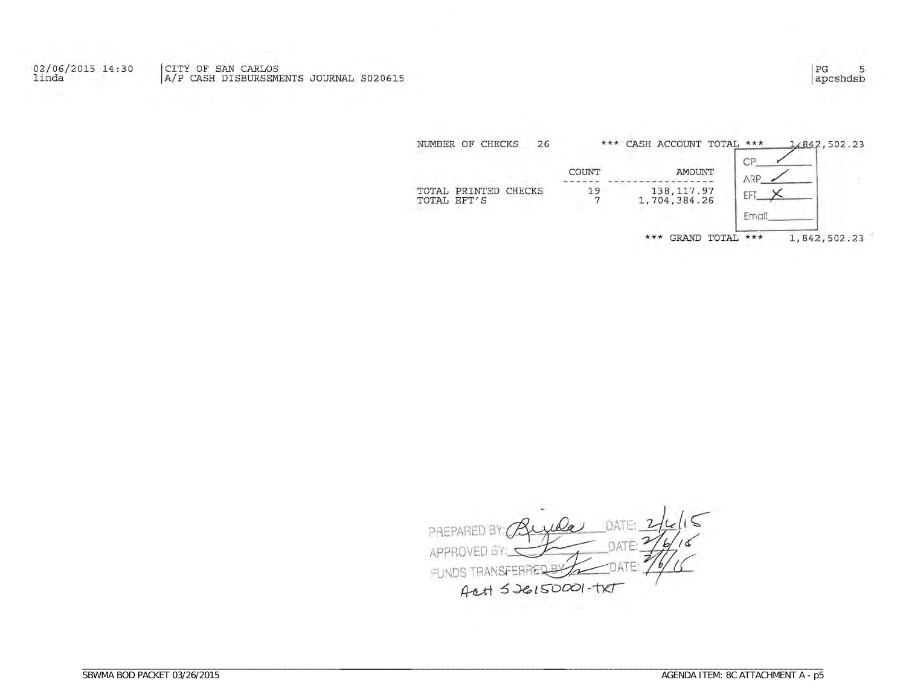NUMBER OF CHECKS 26 *** CASH ACCOUNT TOTAL *** 1,842,502.23

|  | COUNT | AMOUNT |
|---|---|---|
| TOTAL PRINTED CHECKS | 19 | 138,117.97 |
| TOTAL EFT'S | 7 | 1,704,384.26 |

CP ✓
ARP ✓
EFT X
Email

*** GRAND TOTAL *** 1,842,502.23

PREPARED BY: (signature) DATE: 2/6/15
APPROVED BY: (signature) DATE: 2/6/15
FUNDS TRANSFERRED BY: (signature) DATE: 2/6/15
Actt 526150001-txt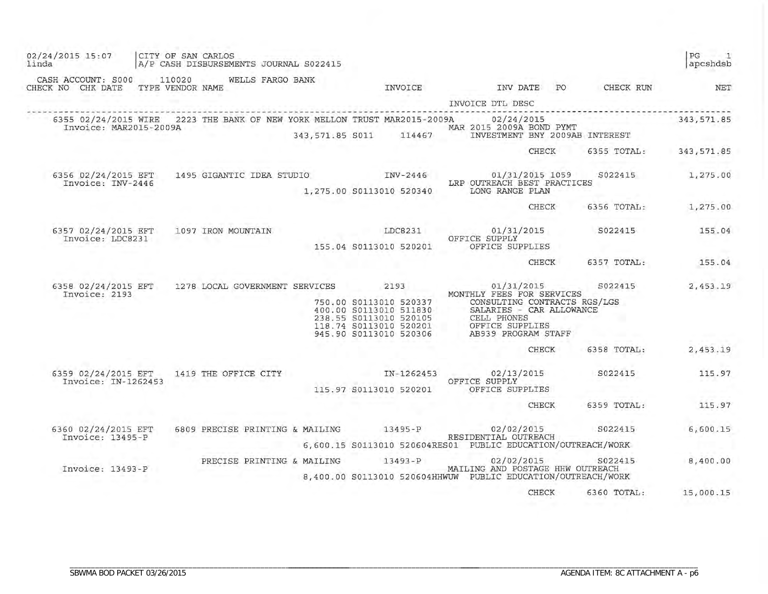02/24/2015 15:07 | CITY OF SAN CARLOS
linda | A/P CASH DISBURSEMENTS JOURNAL S022415

PG 1
apcshdsb

CASH ACCOUNT: S000 110020 WELLS FARGO BANK

| CHECK NO | CHK DATE | TYPE | VENDOR NAME | INVOICE | INV DATE | PO | CHECK RUN | NET |
|---|---|---|---|---|---|---|---|---|
| | | | | | INVOICE DTL DESC | | | |
| 6355 | 02/24/2015 | WIRE | 2223 THE BANK OF NEW YORK MELLON TRUST | MAR2015-2009A | 02/24/2015 | | | 343,571.85 |
| Invoice: MAR2015-2009A | | | | | MAR 2015 2009A BOND PYMT | | | |
| | | | | 343,571.85 S011 114467 | INVESTMENT BNY 2009AB INTEREST | | | |
| | | | | | | CHECK | 6355 TOTAL: | 343,571.85 |
| 6356 | 02/24/2015 | EFT | 1495 GIGANTIC IDEA STUDIO | INV-2446 | 01/31/2015 | 1059 | S022415 | 1,275.00 |
| Invoice: INV-2446 | | | | | LRP OUTREACH BEST PRACTICES | | | |
| | | | | 1,275.00 S0113010 520340 | LONG RANGE PLAN | | | |
| | | | | | | CHECK | 6356 TOTAL: | 1,275.00 |
| 6357 | 02/24/2015 | EFT | 1097 IRON MOUNTAIN | LDC8231 | 01/31/2015 | | S022415 | 155.04 |
| Invoice: LDC8231 | | | | | OFFICE SUPPLY | | | |
| | | | | 155.04 S0113010 520201 | OFFICE SUPPLIES | | | |
| | | | | | | CHECK | 6357 TOTAL: | 155.04 |
| 6358 | 02/24/2015 | EFT | 1278 LOCAL GOVERNMENT SERVICES | 2193 | 01/31/2015 | | S022415 | 2,453.19 |
| Invoice: 2193 | | | | | MONTHLY FEES FOR SERVICES | | | |
| | | | | 750.00 S0113010 520337 | CONSULTING CONTRACTS RGS/LGS | | | |
| | | | | 400.00 S0113010 511830 | SALARIES - CAR ALLOWANCE | | | |
| | | | | 238.55 S0113010 520105 | CELL PHONES | | | |
| | | | | 118.74 S0113010 520201 | OFFICE SUPPLIES | | | |
| | | | | 945.90 S0113010 520306 | AB939 PROGRAM STAFF | | | |
| | | | | | | CHECK | 6358 TOTAL: | 2,453.19 |
| 6359 | 02/24/2015 | EFT | 1419 THE OFFICE CITY | IN-1262453 | 02/13/2015 | | S022415 | 115.97 |
| Invoice: IN-1262453 | | | | | OFFICE SUPPLY | | | |
| | | | | 115.97 S0113010 520201 | OFFICE SUPPLIES | | | |
| | | | | | | CHECK | 6359 TOTAL: | 115.97 |
| 6360 | 02/24/2015 | EFT | 6809 PRECISE PRINTING & MAILING | 13495-P | 02/02/2015 | | S022415 | 6,600.15 |
| Invoice: 13495-P | | | | | RESIDENTIAL OUTREACH | | | |
| | | | | 6,600.15 S0113010 520604RES01 | PUBLIC EDUCATION/OUTREACH/WORK | | | |
| | | | PRECISE PRINTING & MAILING | 13493-P | 02/02/2015 | | S022415 | 8,400.00 |
| Invoice: 13493-P | | | | | MAILING AND POSTAGE HHW OUTREACH | | | |
| | | | | 8,400.00 S0113010 520604HHWUW | PUBLIC EDUCATION/OUTREACH/WORK | | | |
| | | | | | | CHECK | 6360 TOTAL: | 15,000.15 |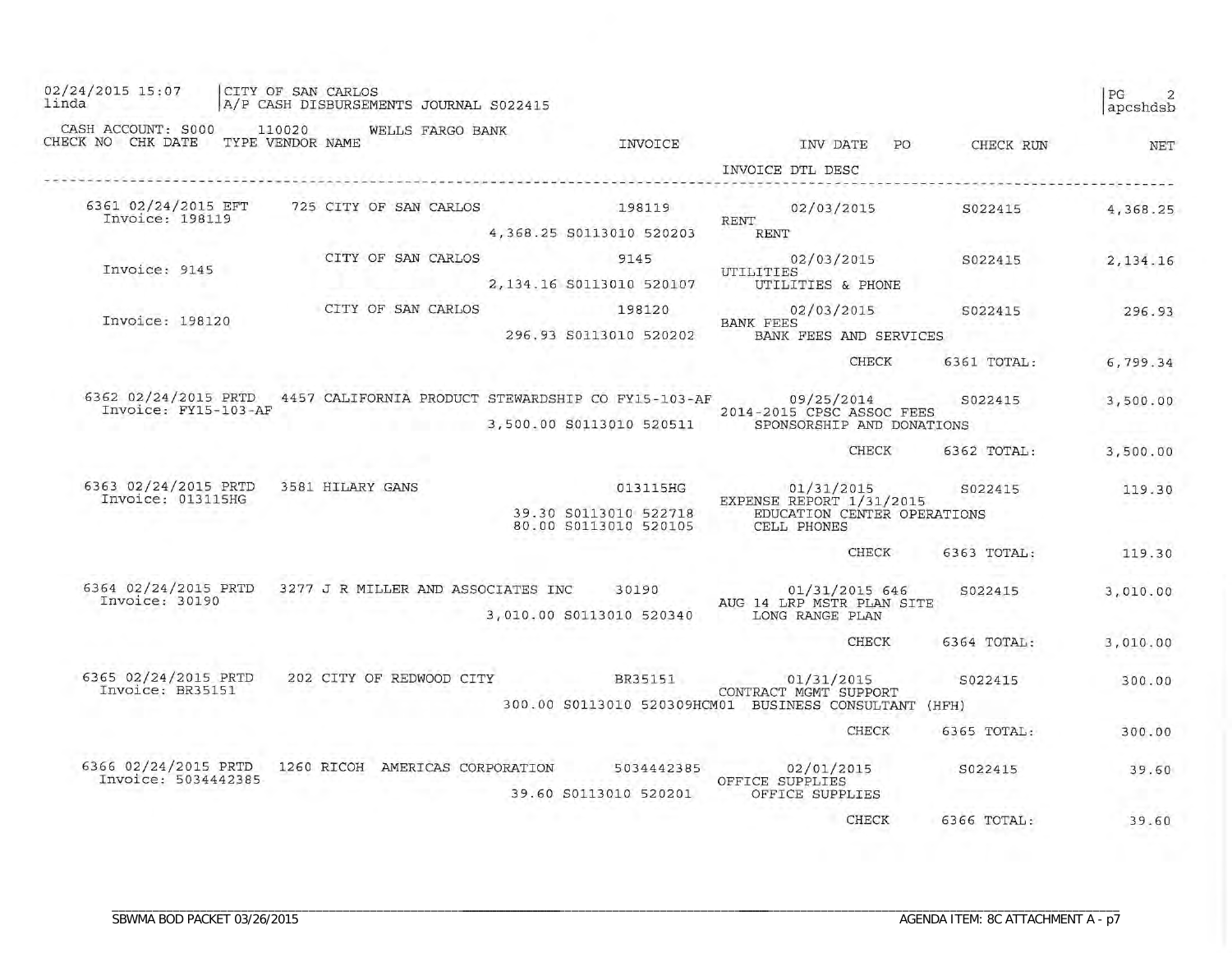02/24/2015 15:07 | CITY OF SAN CARLOS
linda | A/P CASH DISBURSEMENTS JOURNAL S022415

PG 2
apcshdsb

CASH ACCOUNT: S000 110020 WELLS FARGO BANK

| CHECK NO | CHK DATE | TYPE | VENDOR NAME | INVOICE | INV DATE | PO | CHECK RUN | NET |
|---|---|---|---|---|---|---|---|---|
| | | | | | INVOICE DTL DESC | | | |
| 6361 | 02/24/2015 | EFT | 725 CITY OF SAN CARLOS | 198119 | 02/03/2015 | | S022415 | 4,368.25 |
| Invoice: 198119 | | | | | RENT | | | |
| | | | | 4,368.25 S0113010 520203 | RENT | | | |
| Invoice: 9145 | | | CITY OF SAN CARLOS | 9145 | 02/03/2015 | | S022415 | 2,134.16 |
| | | | | | UTILITIES | | | |
| | | | | 2,134.16 S0113010 520107 | UTILITIES & PHONE | | | |
| Invoice: 198120 | | | CITY OF SAN CARLOS | 198120 | 02/03/2015 | | S022415 | 296.93 |
| | | | | | BANK FEES | | | |
| | | | | 296.93 S0113010 520202 | BANK FEES AND SERVICES | | | |
| | | | | | CHECK | | 6361 TOTAL: | 6,799.34 |
| 6362 | 02/24/2015 | PRTD | 4457 CALIFORNIA PRODUCT STEWARDSHIP CO | FY15-103-AF | 09/25/2014 | | S022415 | 3,500.00 |
| Invoice: FY15-103-AF | | | | | 2014-2015 CPSC ASSOC FEES | | | |
| | | | | 3,500.00 S0113010 520511 | SPONSORSHIP AND DONATIONS | | | |
| | | | | | CHECK | | 6362 TOTAL: | 3,500.00 |
| 6363 | 02/24/2015 | PRTD | 3581 HILARY GANS | 013115HG | 01/31/2015 | | S022415 | 119.30 |
| Invoice: 013115HG | | | | | EXPENSE REPORT 1/31/2015 | | | |
| | | | | 39.30 S0113010 522718 | EDUCATION CENTER OPERATIONS | | | |
| | | | | 80.00 S0113010 520105 | CELL PHONES | | | |
| | | | | | CHECK | | 6363 TOTAL: | 119.30 |
| 6364 | 02/24/2015 | PRTD | 3277 J R MILLER AND ASSOCIATES INC | 30190 | 01/31/2015 | 646 | S022415 | 3,010.00 |
| Invoice: 30190 | | | | | AUG 14 LRP MSTR PLAN SITE | | | |
| | | | | 3,010.00 S0113010 520340 | LONG RANGE PLAN | | | |
| | | | | | CHECK | | 6364 TOTAL: | 3,010.00 |
| 6365 | 02/24/2015 | PRTD | 202 CITY OF REDWOOD CITY | BR35151 | 01/31/2015 | | S022415 | 300.00 |
| Invoice: BR35151 | | | | | CONTRACT MGMT SUPPORT | | | |
| | | | | 300.00 S0113010 520309HCM01 | BUSINESS CONSULTANT (HFH) | | | |
| | | | | | CHECK | | 6365 TOTAL: | 300.00 |
| 6366 | 02/24/2015 | PRTD | 1260 RICOH AMERICAS CORPORATION | 5034442385 | 02/01/2015 | | S022415 | 39.60 |
| Invoice: 5034442385 | | | | | OFFICE SUPPLIES | | | |
| | | | | 39.60 S0113010 520201 | OFFICE SUPPLIES | | | |
| | | | | | CHECK | | 6366 TOTAL: | 39.60 |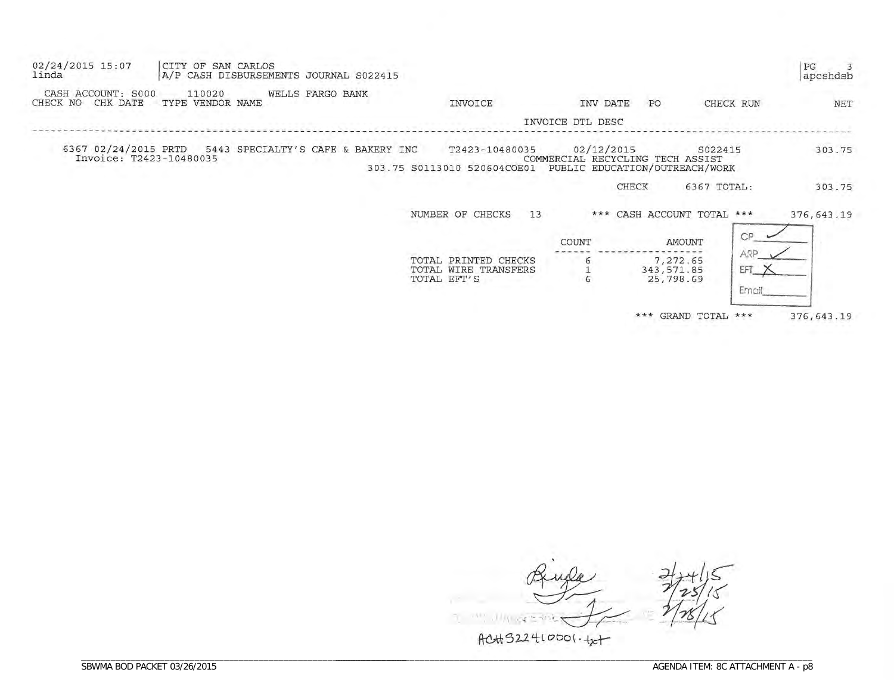02/24/2015 15:07 | CITY OF SAN CARLOS | PG 3
linda | A/P CASH DISBURSEMENTS JOURNAL S022415 | apcshdsb

CASH ACCOUNT: S000 110020 WELLS FARGO BANK

| CHECK NO | CHK DATE | TYPE | VENDOR NAME | INVOICE | INV DATE | PO | CHECK RUN | NET |
|---|---|---|---|---|---|---|---|---|
| | | | | INVOICE DTL DESC | | | | |
| 6367 | 02/24/2015 | PRTD | 5443 SPECIALTY'S CAFE & BAKERY INC | T2423-10480035 | 02/12/2015 | | S022415 | 303.75 |
| | Invoice: T2423-10480035 | | | | COMMERCIAL RECYCLING TECH ASSIST | | | |
| | | | | 303.75 S0113010 520604COE01 | PUBLIC EDUCATION/OUTREACH/WORK | | | |
| | | | | | CHECK | | 6367 TOTAL: | 303.75 |

NUMBER OF CHECKS 13 *** CASH ACCOUNT TOTAL *** 376,643.19

| | COUNT | AMOUNT |
|---|---|---|
| TOTAL PRINTED CHECKS | 6 | 7,272.65 |
| TOTAL WIRE TRANSFERS | 1 | 343,571.85 |
| TOTAL EFT'S | 6 | 25,798.69 |

CP ✓
ARP ✓
EFT X
Email

*** GRAND TOTAL *** 376,643.19

2/24/15
2/25/15
2/26/15

ACH322410001.txt

SBWMA BOD PACKET 03/26/2015 AGENDA ITEM: 8C ATTACHMENT A - p8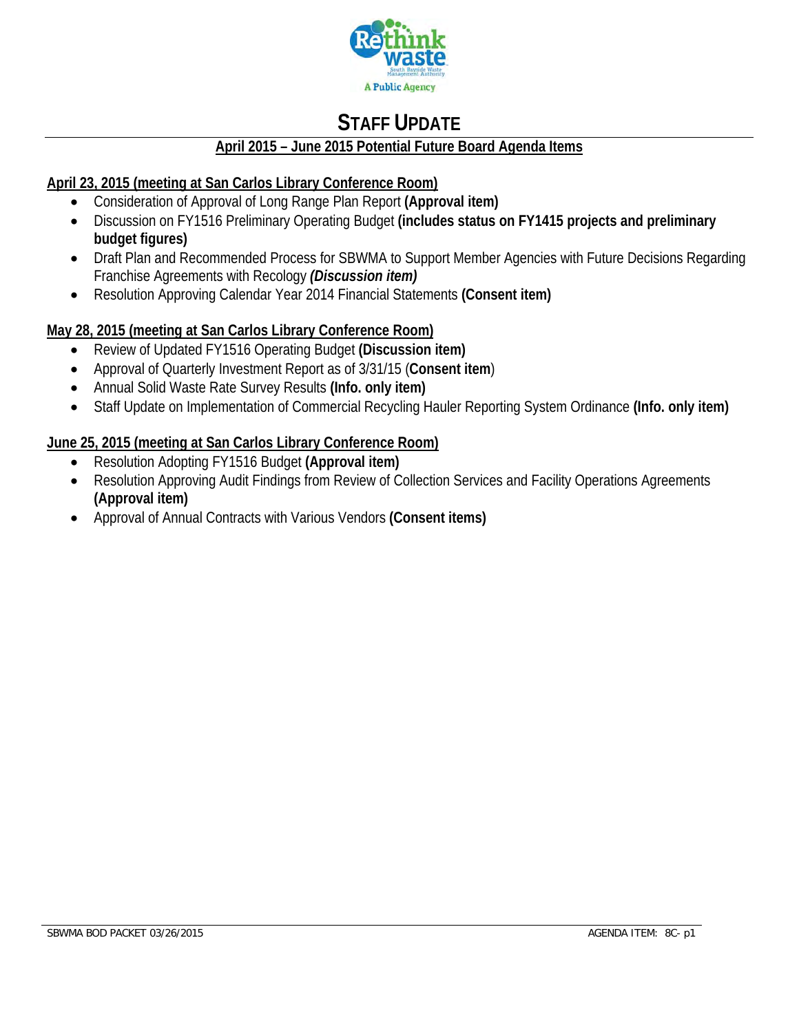# STAFF UPDATE

**April 2015 – June 2015 Potential Future Board Agenda Items**

**April 23, 2015 (meeting at San Carlos Library Conference Room)**

- Consideration of Approval of Long Range Plan Report **(Approval item)**
- Discussion on FY1516 Preliminary Operating Budget **(includes status on FY1415 projects and preliminary budget figures)**
- Draft Plan and Recommended Process for SBWMA to Support Member Agencies with Future Decisions Regarding Franchise Agreements with Recology ***(Discussion item)***
- Resolution Approving Calendar Year 2014 Financial Statements **(Consent item)**

**May 28, 2015 (meeting at San Carlos Library Conference Room)**

- Review of Updated FY1516 Operating Budget **(Discussion item)**
- Approval of Quarterly Investment Report as of 3/31/15 (**Consent item**)
- Annual Solid Waste Rate Survey Results **(Info. only item)**
- Staff Update on Implementation of Commercial Recycling Hauler Reporting System Ordinance **(Info. only item)**

**June 25, 2015 (meeting at San Carlos Library Conference Room)**

- Resolution Adopting FY1516 Budget **(Approval item)**
- Resolution Approving Audit Findings from Review of Collection Services and Facility Operations Agreements **(Approval item)**
- Approval of Annual Contracts with Various Vendors **(Consent items)**